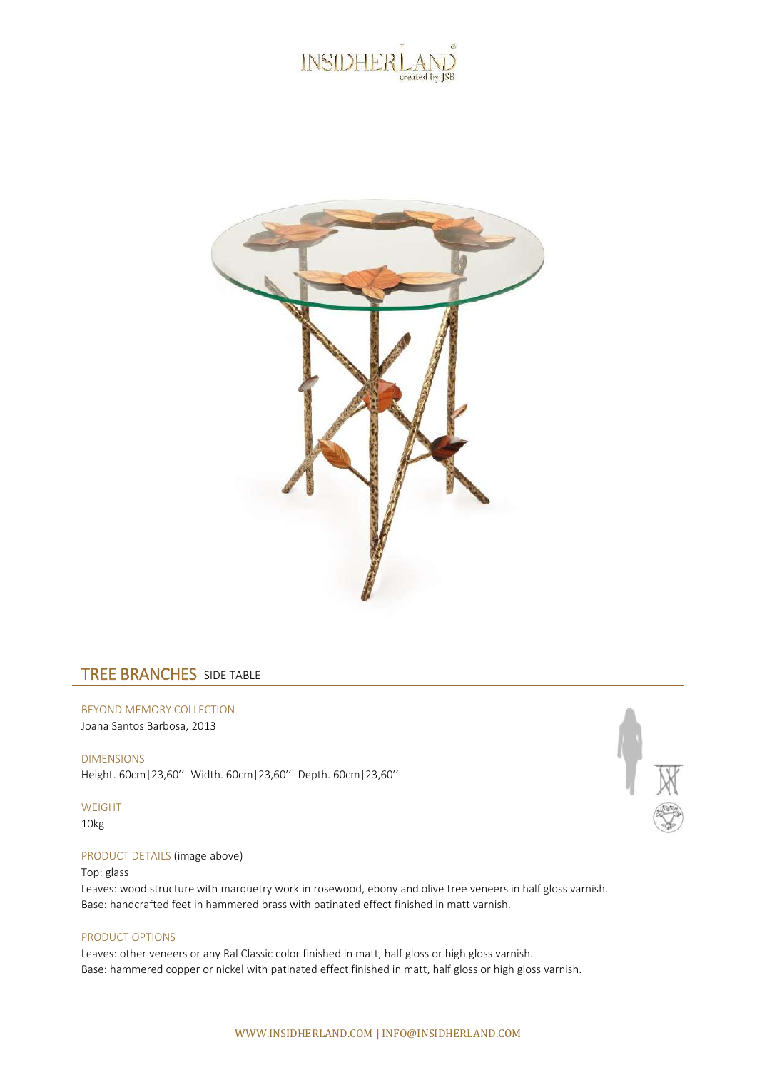# TREE BRANCHES SIDE TABLE

BEYOND MEMORY COLLECTION
Joana Santos Barbosa, 2013

DIMENSIONS
Height. 60cm|23,60'' Width. 60cm|23,60'' Depth. 60cm|23,60''

WEIGHT
10kg

PRODUCT DETAILS (image above)

Top: glass
Leaves: wood structure with marquetry work in rosewood, ebony and olive tree veneers in half gloss varnish.
Base: handcrafted feet in hammered brass with patinated effect finished in matt varnish.

PRODUCT OPTIONS
Leaves: other veneers or any Ral Classic color finished in matt, half gloss or high gloss varnish.
Base: hammered copper or nickel with patinated effect finished in matt, half gloss or high gloss varnish.

WWW.INSIDHERLAND.COM | INFO@INSIDHERLAND.COM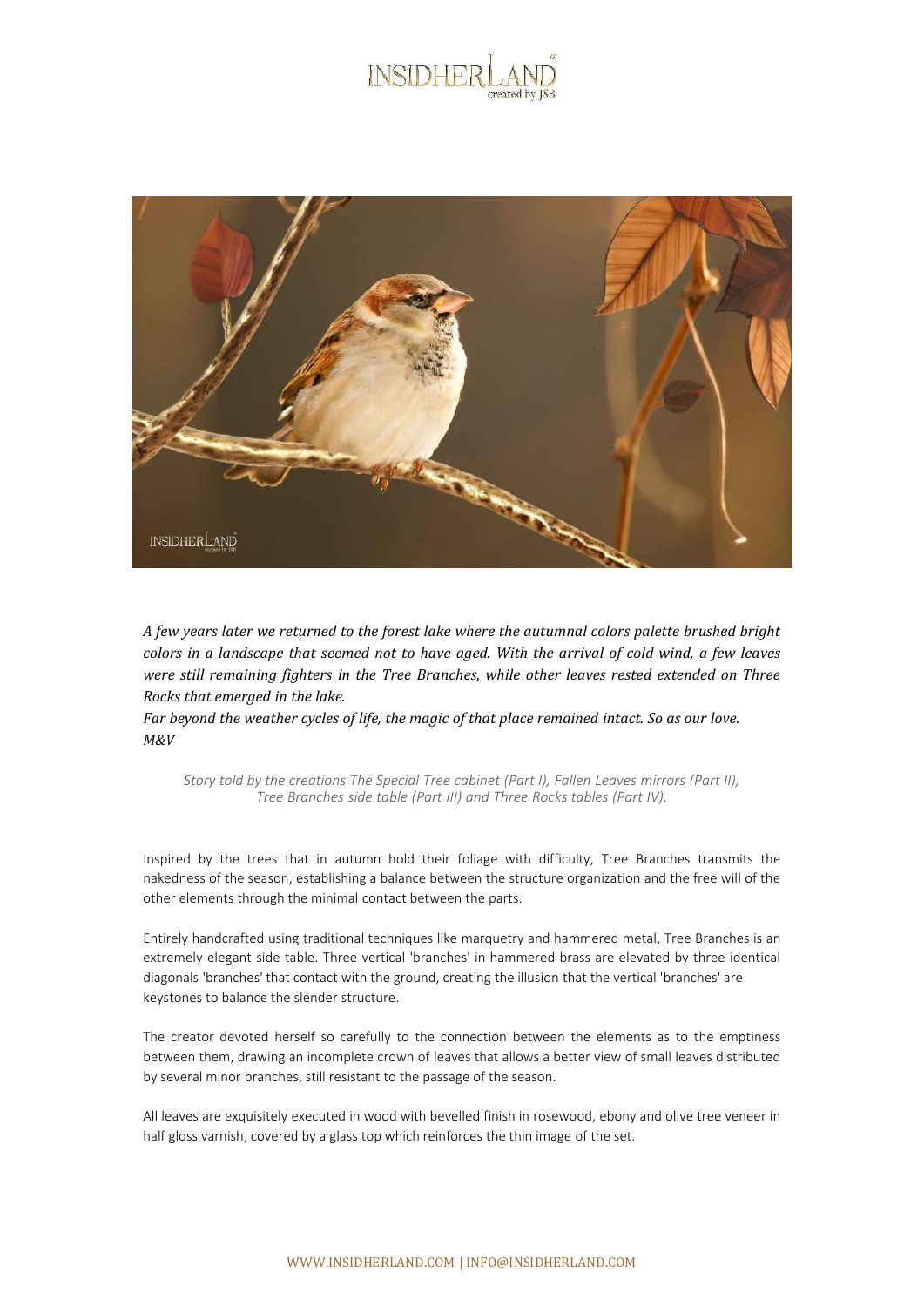*A few years later we returned to the forest lake where the autumnal colors palette brushed bright colors in a landscape that seemed not to have aged. With the arrival of cold wind, a few leaves were still remaining fighters in the Tree Branches, while other leaves rested extended on Three Rocks that emerged in the lake.*
*Far beyond the weather cycles of life, the magic of that place remained intact. So as our love.*
*M&V*

*Story told by the creations The Special Tree cabinet (Part I), Fallen Leaves mirrors (Part II), Tree Branches side table (Part III) and Three Rocks tables (Part IV).*

Inspired by the trees that in autumn hold their foliage with difficulty, Tree Branches transmits the nakedness of the season, establishing a balance between the structure organization and the free will of the other elements through the minimal contact between the parts.

Entirely handcrafted using traditional techniques like marquetry and hammered metal, Tree Branches is an extremely elegant side table. Three vertical 'branches' in hammered brass are elevated by three identical diagonals 'branches' that contact with the ground, creating the illusion that the vertical 'branches' are keystones to balance the slender structure.

The creator devoted herself so carefully to the connection between the elements as to the emptiness between them, drawing an incomplete crown of leaves that allows a better view of small leaves distributed by several minor branches, still resistant to the passage of the season.

All leaves are exquisitely executed in wood with bevelled finish in rosewood, ebony and olive tree veneer in half gloss varnish, covered by a glass top which reinforces the thin image of the set.